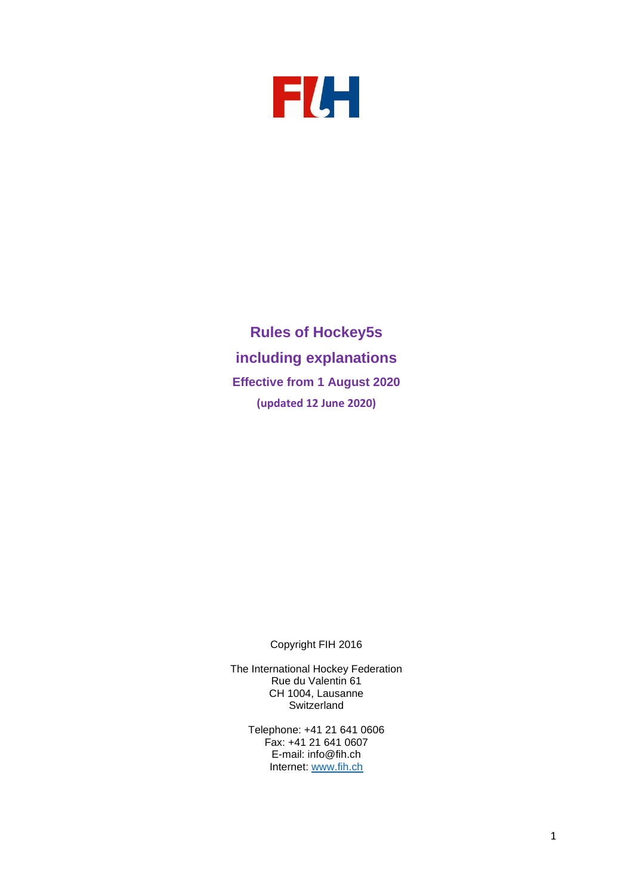FIH

# Rules of Hockey5s

# including explanations

### Effective from 1 August 2020

**(updated 12 June 2020)**

Copyright FIH 2016

The International Hockey Federation
Rue du Valentin 61
CH 1004, Lausanne
Switzerland

Telephone: +41 21 641 0606
Fax: +41 21 641 0607
E-mail: info@fih.ch
Internet: www.fih.ch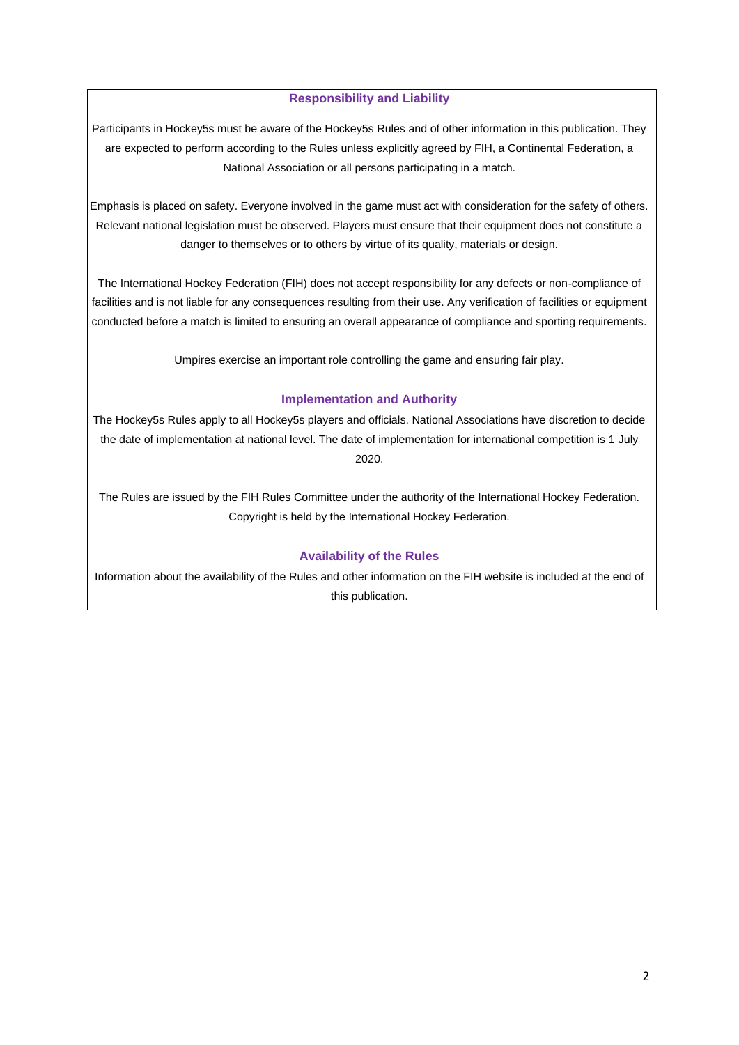## Responsibility and Liability

Participants in Hockey5s must be aware of the Hockey5s Rules and of other information in this publication. They are expected to perform according to the Rules unless explicitly agreed by FIH, a Continental Federation, a National Association or all persons participating in a match.

Emphasis is placed on safety. Everyone involved in the game must act with consideration for the safety of others. Relevant national legislation must be observed. Players must ensure that their equipment does not constitute a danger to themselves or to others by virtue of its quality, materials or design.

The International Hockey Federation (FIH) does not accept responsibility for any defects or non-compliance of facilities and is not liable for any consequences resulting from their use. Any verification of facilities or equipment conducted before a match is limited to ensuring an overall appearance of compliance and sporting requirements.

Umpires exercise an important role controlling the game and ensuring fair play.

## Implementation and Authority

The Hockey5s Rules apply to all Hockey5s players and officials. National Associations have discretion to decide the date of implementation at national level. The date of implementation for international competition is 1 July 2020.

The Rules are issued by the FIH Rules Committee under the authority of the International Hockey Federation. Copyright is held by the International Hockey Federation.

## Availability of the Rules

Information about the availability of the Rules and other information on the FIH website is included at the end of this publication.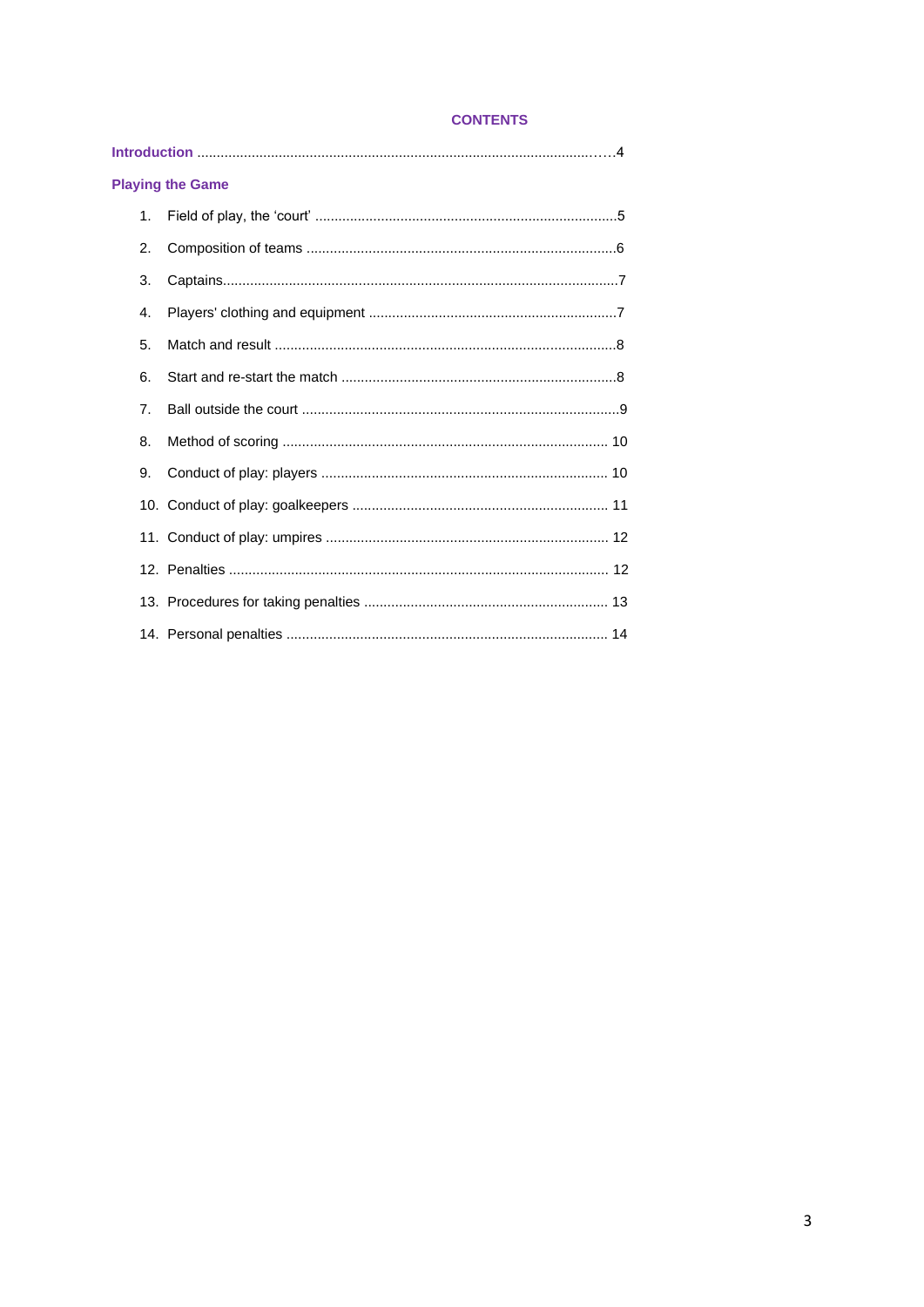# CONTENTS

**Introduction** ........................................................................................................4

**Playing the Game**

1. Field of play, the 'court' ..........................................................................5
2. Composition of teams .............................................................................6
3. Captains.....................................................................................................7
4. Players' clothing and equipment ............................................................7
5. Match and result .......................................................................................8
6. Start and re-start the match .....................................................................8
7. Ball outside the court ...............................................................................9
8. Method of scoring ................................................................................... 10
9. Conduct of play: players ......................................................................... 10
10. Conduct of play: goalkeepers ................................................................. 11
11. Conduct of play: umpires ........................................................................ 12
12. Penalties ................................................................................................. 12
13. Procedures for taking penalties .............................................................. 13
14. Personal penalties .................................................................................. 14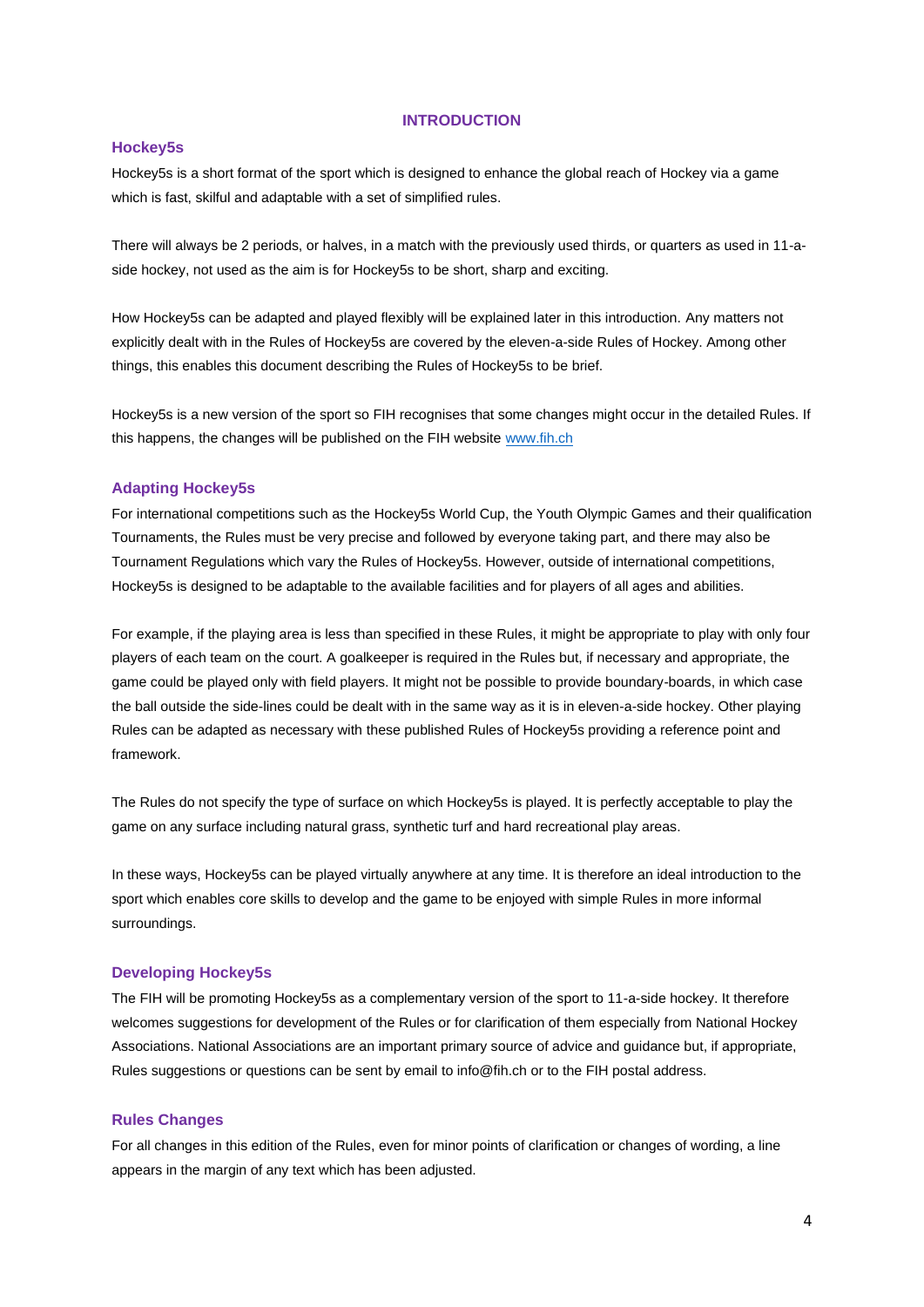# INTRODUCTION

## Hockey5s

Hockey5s is a short format of the sport which is designed to enhance the global reach of Hockey via a game which is fast, skilful and adaptable with a set of simplified rules.

There will always be 2 periods, or halves, in a match with the previously used thirds, or quarters as used in 11-a-side hockey, not used as the aim is for Hockey5s to be short, sharp and exciting.

How Hockey5s can be adapted and played flexibly will be explained later in this introduction. Any matters not explicitly dealt with in the Rules of Hockey5s are covered by the eleven-a-side Rules of Hockey. Among other things, this enables this document describing the Rules of Hockey5s to be brief.

Hockey5s is a new version of the sport so FIH recognises that some changes might occur in the detailed Rules. If this happens, the changes will be published on the FIH website www.fih.ch

## Adapting Hockey5s

For international competitions such as the Hockey5s World Cup, the Youth Olympic Games and their qualification Tournaments, the Rules must be very precise and followed by everyone taking part, and there may also be Tournament Regulations which vary the Rules of Hockey5s. However, outside of international competitions, Hockey5s is designed to be adaptable to the available facilities and for players of all ages and abilities.

For example, if the playing area is less than specified in these Rules, it might be appropriate to play with only four players of each team on the court. A goalkeeper is required in the Rules but, if necessary and appropriate, the game could be played only with field players. It might not be possible to provide boundary-boards, in which case the ball outside the side-lines could be dealt with in the same way as it is in eleven-a-side hockey. Other playing Rules can be adapted as necessary with these published Rules of Hockey5s providing a reference point and framework.

The Rules do not specify the type of surface on which Hockey5s is played. It is perfectly acceptable to play the game on any surface including natural grass, synthetic turf and hard recreational play areas.

In these ways, Hockey5s can be played virtually anywhere at any time. It is therefore an ideal introduction to the sport which enables core skills to develop and the game to be enjoyed with simple Rules in more informal surroundings.

## Developing Hockey5s

The FIH will be promoting Hockey5s as a complementary version of the sport to 11-a-side hockey. It therefore welcomes suggestions for development of the Rules or for clarification of them especially from National Hockey Associations. National Associations are an important primary source of advice and guidance but, if appropriate, Rules suggestions or questions can be sent by email to info@fih.ch or to the FIH postal address.

## Rules Changes

For all changes in this edition of the Rules, even for minor points of clarification or changes of wording, a line appears in the margin of any text which has been adjusted.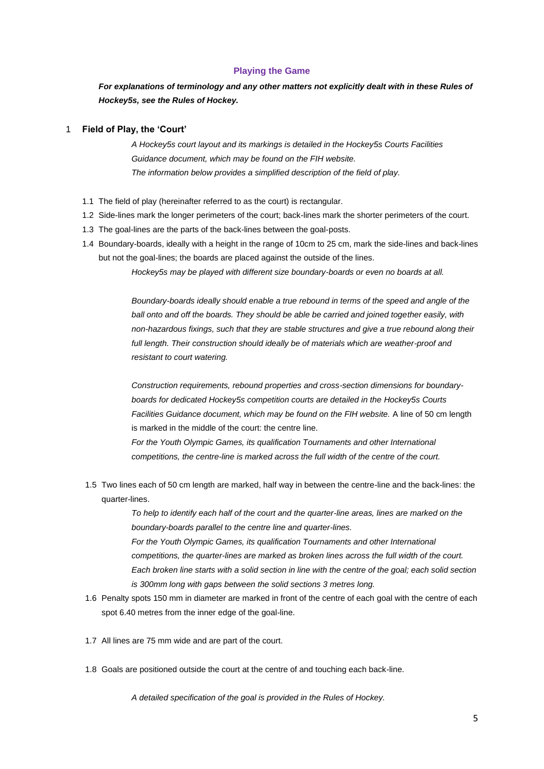## Playing the Game

***For explanations of terminology and any other matters not explicitly dealt with in these Rules of Hockey5s, see the Rules of Hockey.***

### 1 Field of Play, the 'Court'

*A Hockey5s court layout and its markings is detailed in the Hockey5s Courts Facilities Guidance document, which may be found on the FIH website.*
*The information below provides a simplified description of the field of play.*

1.1 The field of play (hereinafter referred to as the court) is rectangular.

1.2 Side-lines mark the longer perimeters of the court; back-lines mark the shorter perimeters of the court.

1.3 The goal-lines are the parts of the back-lines between the goal-posts.

1.4 Boundary-boards, ideally with a height in the range of 10cm to 25 cm, mark the side-lines and back-lines but not the goal-lines; the boards are placed against the outside of the lines.

*Hockey5s may be played with different size boundary-boards or even no boards at all.*

*Boundary-boards ideally should enable a true rebound in terms of the speed and angle of the ball onto and off the boards. They should be able be carried and joined together easily, with non-hazardous fixings, such that they are stable structures and give a true rebound along their full length. Their construction should ideally be of materials which are weather-proof and resistant to court watering.*

*Construction requirements, rebound properties and cross-section dimensions for boundary-boards for dedicated Hockey5s competition courts are detailed in the Hockey5s Courts Facilities Guidance document, which may be found on the FIH website.* A line of 50 cm length is marked in the middle of the court: the centre line.

*For the Youth Olympic Games, its qualification Tournaments and other International competitions, the centre-line is marked across the full width of the centre of the court.*

1.5 Two lines each of 50 cm length are marked, half way in between the centre-line and the back-lines: the quarter-lines.

*To help to identify each half of the court and the quarter-line areas, lines are marked on the boundary-boards parallel to the centre line and quarter-lines.*
*For the Youth Olympic Games, its qualification Tournaments and other International competitions, the quarter-lines are marked as broken lines across the full width of the court. Each broken line starts with a solid section in line with the centre of the goal; each solid section is 300mm long with gaps between the solid sections 3 metres long.*

1.6 Penalty spots 150 mm in diameter are marked in front of the centre of each goal with the centre of each spot 6.40 metres from the inner edge of the goal-line.

1.7 All lines are 75 mm wide and are part of the court.

1.8 Goals are positioned outside the court at the centre of and touching each back-line.

*A detailed specification of the goal is provided in the Rules of Hockey.*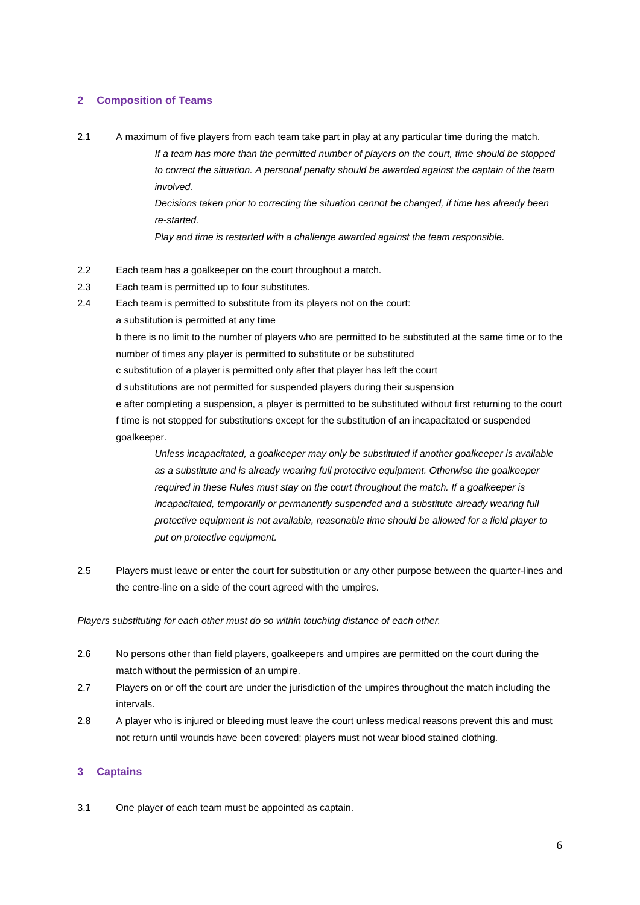## 2 Composition of Teams

2.1 A maximum of five players from each team take part in play at any particular time during the match.

*If a team has more than the permitted number of players on the court, time should be stopped to correct the situation. A personal penalty should be awarded against the captain of the team involved.*

*Decisions taken prior to correcting the situation cannot be changed, if time has already been re-started.*

*Play and time is restarted with a challenge awarded against the team responsible.*

2.2 Each team has a goalkeeper on the court throughout a match.

2.3 Each team is permitted up to four substitutes.

2.4 Each team is permitted to substitute from its players not on the court:

a substitution is permitted at any time

b there is no limit to the number of players who are permitted to be substituted at the same time or to the number of times any player is permitted to substitute or be substituted

c substitution of a player is permitted only after that player has left the court

d substitutions are not permitted for suspended players during their suspension

e after completing a suspension, a player is permitted to be substituted without first returning to the court

f time is not stopped for substitutions except for the substitution of an incapacitated or suspended goalkeeper.

*Unless incapacitated, a goalkeeper may only be substituted if another goalkeeper is available as a substitute and is already wearing full protective equipment. Otherwise the goalkeeper required in these Rules must stay on the court throughout the match. If a goalkeeper is incapacitated, temporarily or permanently suspended and a substitute already wearing full protective equipment is not available, reasonable time should be allowed for a field player to put on protective equipment.*

2.5 Players must leave or enter the court for substitution or any other purpose between the quarter-lines and the centre-line on a side of the court agreed with the umpires.

*Players substituting for each other must do so within touching distance of each other.*

2.6 No persons other than field players, goalkeepers and umpires are permitted on the court during the match without the permission of an umpire.

2.7 Players on or off the court are under the jurisdiction of the umpires throughout the match including the intervals.

2.8 A player who is injured or bleeding must leave the court unless medical reasons prevent this and must not return until wounds have been covered; players must not wear blood stained clothing.

## 3 Captains

3.1 One player of each team must be appointed as captain.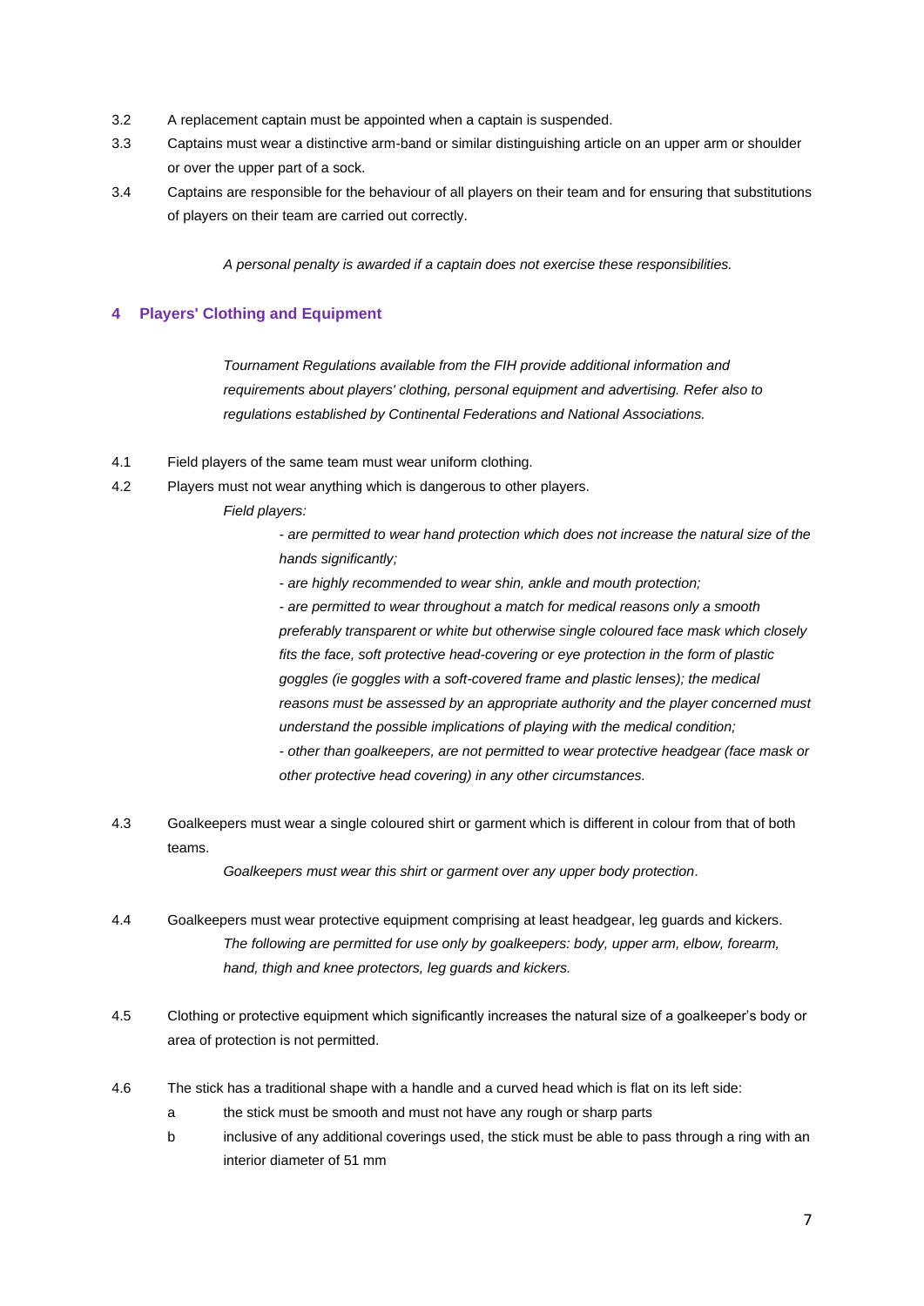3.2 A replacement captain must be appointed when a captain is suspended.

3.3 Captains must wear a distinctive arm-band or similar distinguishing article on an upper arm or shoulder or over the upper part of a sock.

3.4 Captains are responsible for the behaviour of all players on their team and for ensuring that substitutions of players on their team are carried out correctly.

*A personal penalty is awarded if a captain does not exercise these responsibilities.*

## 4 Players' Clothing and Equipment

*Tournament Regulations available from the FIH provide additional information and requirements about players' clothing, personal equipment and advertising. Refer also to regulations established by Continental Federations and National Associations.*

4.1 Field players of the same team must wear uniform clothing.

4.2 Players must not wear anything which is dangerous to other players.

*Field players:*

*- are permitted to wear hand protection which does not increase the natural size of the hands significantly;*

*- are highly recommended to wear shin, ankle and mouth protection;*

*- are permitted to wear throughout a match for medical reasons only a smooth preferably transparent or white but otherwise single coloured face mask which closely fits the face, soft protective head-covering or eye protection in the form of plastic goggles (ie goggles with a soft-covered frame and plastic lenses); the medical reasons must be assessed by an appropriate authority and the player concerned must understand the possible implications of playing with the medical condition;*

*- other than goalkeepers, are not permitted to wear protective headgear (face mask or other protective head covering) in any other circumstances.*

4.3 Goalkeepers must wear a single coloured shirt or garment which is different in colour from that of both teams.

*Goalkeepers must wear this shirt or garment over any upper body protection.*

4.4 Goalkeepers must wear protective equipment comprising at least headgear, leg guards and kickers.

*The following are permitted for use only by goalkeepers: body, upper arm, elbow, forearm, hand, thigh and knee protectors, leg guards and kickers.*

4.5 Clothing or protective equipment which significantly increases the natural size of a goalkeeper's body or area of protection is not permitted.

4.6 The stick has a traditional shape with a handle and a curved head which is flat on its left side:

a the stick must be smooth and must not have any rough or sharp parts

b inclusive of any additional coverings used, the stick must be able to pass through a ring with an interior diameter of 51 mm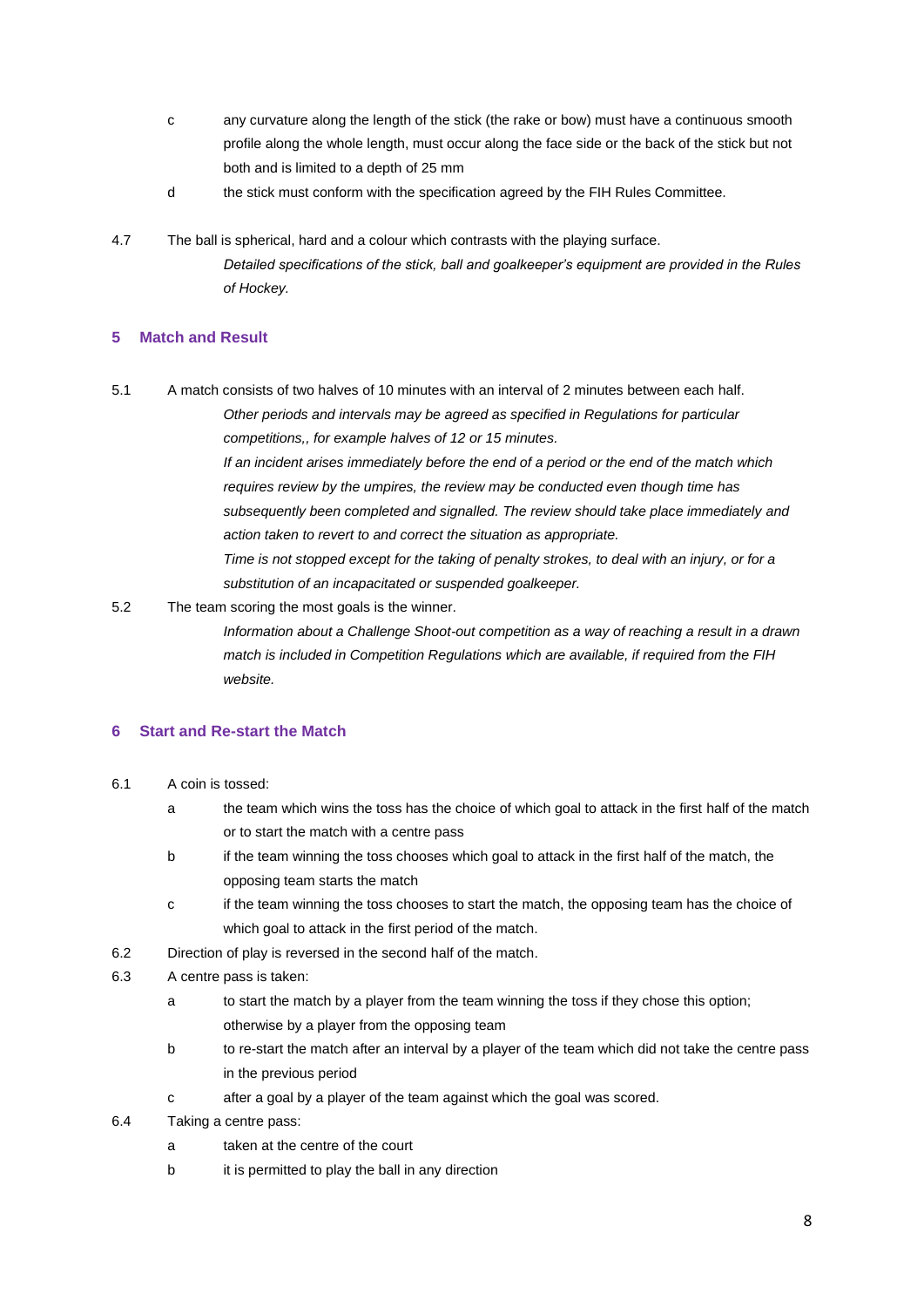c any curvature along the length of the stick (the rake or bow) must have a continuous smooth profile along the whole length, must occur along the face side or the back of the stick but not both and is limited to a depth of 25 mm

d the stick must conform with the specification agreed by the FIH Rules Committee.

4.7 The ball is spherical, hard and a colour which contrasts with the playing surface.

*Detailed specifications of the stick, ball and goalkeeper's equipment are provided in the Rules of Hockey.*

## 5 Match and Result

5.1 A match consists of two halves of 10 minutes with an interval of 2 minutes between each half.

*Other periods and intervals may be agreed as specified in Regulations for particular competitions,, for example halves of 12 or 15 minutes.*

*If an incident arises immediately before the end of a period or the end of the match which requires review by the umpires, the review may be conducted even though time has subsequently been completed and signalled. The review should take place immediately and action taken to revert to and correct the situation as appropriate.*

*Time is not stopped except for the taking of penalty strokes, to deal with an injury, or for a substitution of an incapacitated or suspended goalkeeper.*

5.2 The team scoring the most goals is the winner.

*Information about a Challenge Shoot-out competition as a way of reaching a result in a drawn match is included in Competition Regulations which are available, if required from the FIH website.*

## 6 Start and Re-start the Match

6.1 A coin is tossed:

a the team which wins the toss has the choice of which goal to attack in the first half of the match or to start the match with a centre pass

b if the team winning the toss chooses which goal to attack in the first half of the match, the opposing team starts the match

c if the team winning the toss chooses to start the match, the opposing team has the choice of which goal to attack in the first period of the match.

6.2 Direction of play is reversed in the second half of the match.

6.3 A centre pass is taken:

a to start the match by a player from the team winning the toss if they chose this option; otherwise by a player from the opposing team

b to re-start the match after an interval by a player of the team which did not take the centre pass in the previous period

c after a goal by a player of the team against which the goal was scored.

6.4 Taking a centre pass:

a taken at the centre of the court

b it is permitted to play the ball in any direction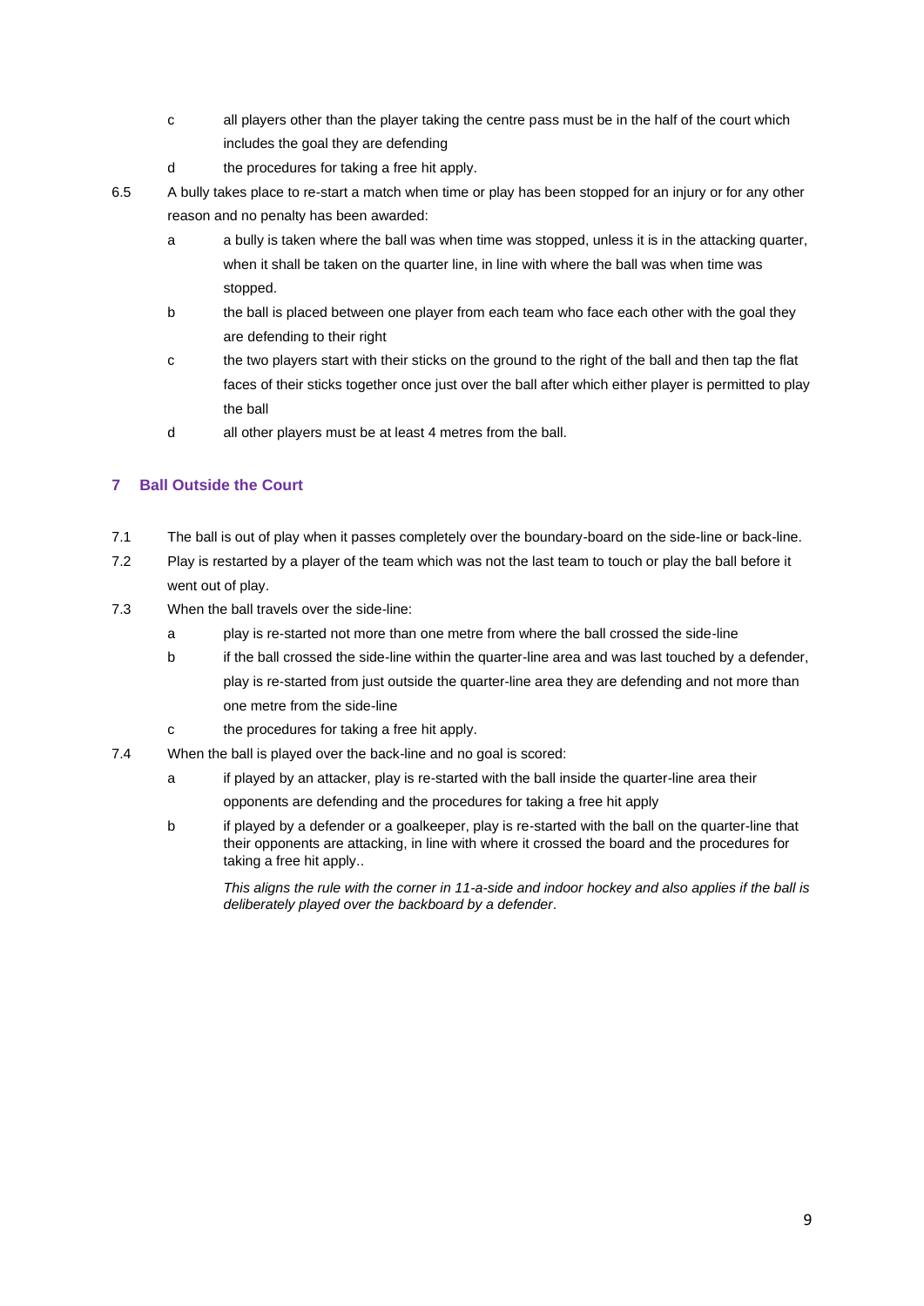- c all players other than the player taking the centre pass must be in the half of the court which includes the goal they are defending
- d the procedures for taking a free hit apply.

6.5 A bully takes place to re-start a match when time or play has been stopped for an injury or for any other reason and no penalty has been awarded:

- a a bully is taken where the ball was when time was stopped, unless it is in the attacking quarter, when it shall be taken on the quarter line, in line with where the ball was when time was stopped.
- b the ball is placed between one player from each team who face each other with the goal they are defending to their right
- c the two players start with their sticks on the ground to the right of the ball and then tap the flat faces of their sticks together once just over the ball after which either player is permitted to play the ball
- d all other players must be at least 4 metres from the ball.

## 7 Ball Outside the Court

7.1 The ball is out of play when it passes completely over the boundary-board on the side-line or back-line.

7.2 Play is restarted by a player of the team which was not the last team to touch or play the ball before it went out of play.

7.3 When the ball travels over the side-line:

- a play is re-started not more than one metre from where the ball crossed the side-line
- b if the ball crossed the side-line within the quarter-line area and was last touched by a defender, play is re-started from just outside the quarter-line area they are defending and not more than one metre from the side-line
- c the procedures for taking a free hit apply.

7.4 When the ball is played over the back-line and no goal is scored:

- a if played by an attacker, play is re-started with the ball inside the quarter-line area their opponents are defending and the procedures for taking a free hit apply
- b if played by a defender or a goalkeeper, play is re-started with the ball on the quarter-line that their opponents are attacking, in line with where it crossed the board and the procedures for taking a free hit apply..

  *This aligns the rule with the corner in 11-a-side and indoor hockey and also applies if the ball is deliberately played over the backboard by a defender*.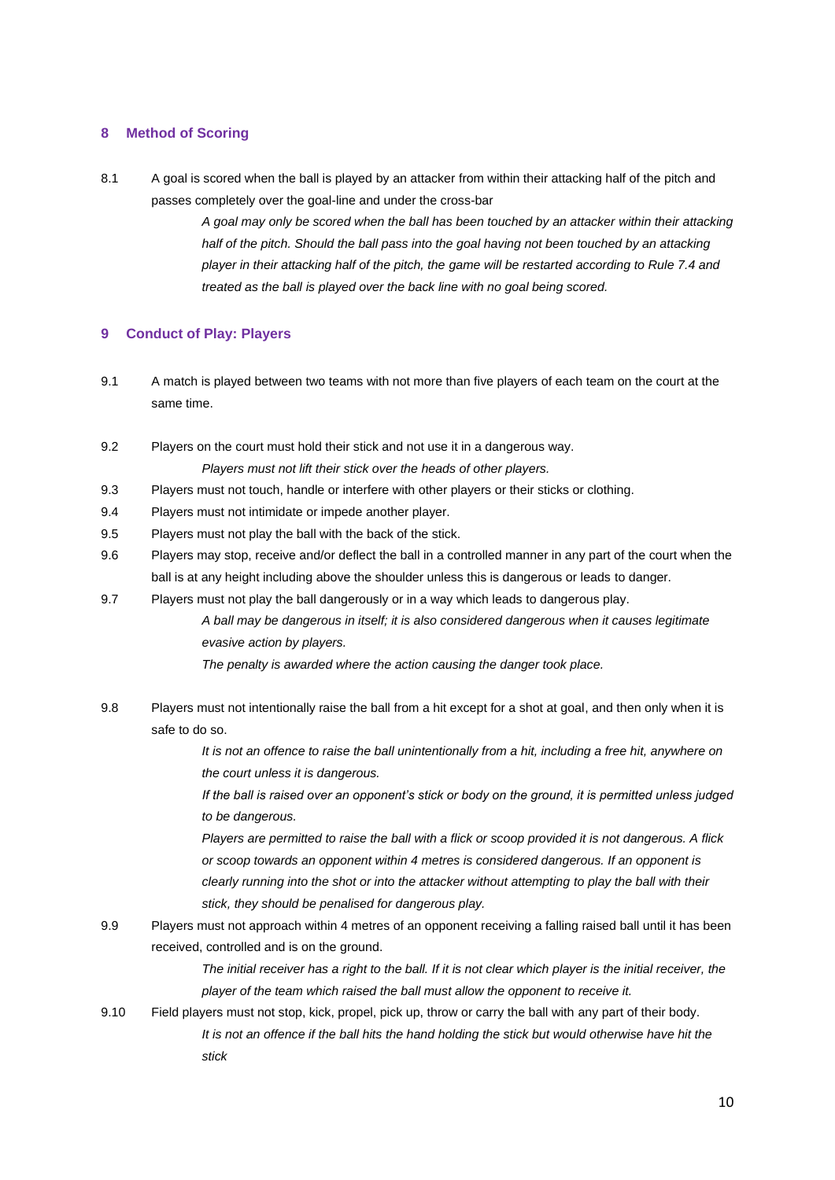## 8 Method of Scoring

8.1 A goal is scored when the ball is played by an attacker from within their attacking half of the pitch and passes completely over the goal-line and under the cross-bar

> *A goal may only be scored when the ball has been touched by an attacker within their attacking half of the pitch. Should the ball pass into the goal having not been touched by an attacking player in their attacking half of the pitch, the game will be restarted according to Rule 7.4 and treated as the ball is played over the back line with no goal being scored.*

## 9 Conduct of Play: Players

9.1 A match is played between two teams with not more than five players of each team on the court at the same time.

9.2 Players on the court must hold their stick and not use it in a dangerous way.

> *Players must not lift their stick over the heads of other players.*

9.3 Players must not touch, handle or interfere with other players or their sticks or clothing.

9.4 Players must not intimidate or impede another player.

9.5 Players must not play the ball with the back of the stick.

9.6 Players may stop, receive and/or deflect the ball in a controlled manner in any part of the court when the ball is at any height including above the shoulder unless this is dangerous or leads to danger.

9.7 Players must not play the ball dangerously or in a way which leads to dangerous play.

> *A ball may be dangerous in itself; it is also considered dangerous when it causes legitimate evasive action by players.*
>
> *The penalty is awarded where the action causing the danger took place.*

9.8 Players must not intentionally raise the ball from a hit except for a shot at goal, and then only when it is safe to do so.

> *It is not an offence to raise the ball unintentionally from a hit, including a free hit, anywhere on the court unless it is dangerous.*
>
> *If the ball is raised over an opponent's stick or body on the ground, it is permitted unless judged to be dangerous.*
>
> *Players are permitted to raise the ball with a flick or scoop provided it is not dangerous. A flick or scoop towards an opponent within 4 metres is considered dangerous. If an opponent is clearly running into the shot or into the attacker without attempting to play the ball with their stick, they should be penalised for dangerous play.*

9.9 Players must not approach within 4 metres of an opponent receiving a falling raised ball until it has been received, controlled and is on the ground.

> *The initial receiver has a right to the ball. If it is not clear which player is the initial receiver, the player of the team which raised the ball must allow the opponent to receive it.*

9.10 Field players must not stop, kick, propel, pick up, throw or carry the ball with any part of their body.

> *It is not an offence if the ball hits the hand holding the stick but would otherwise have hit the stick*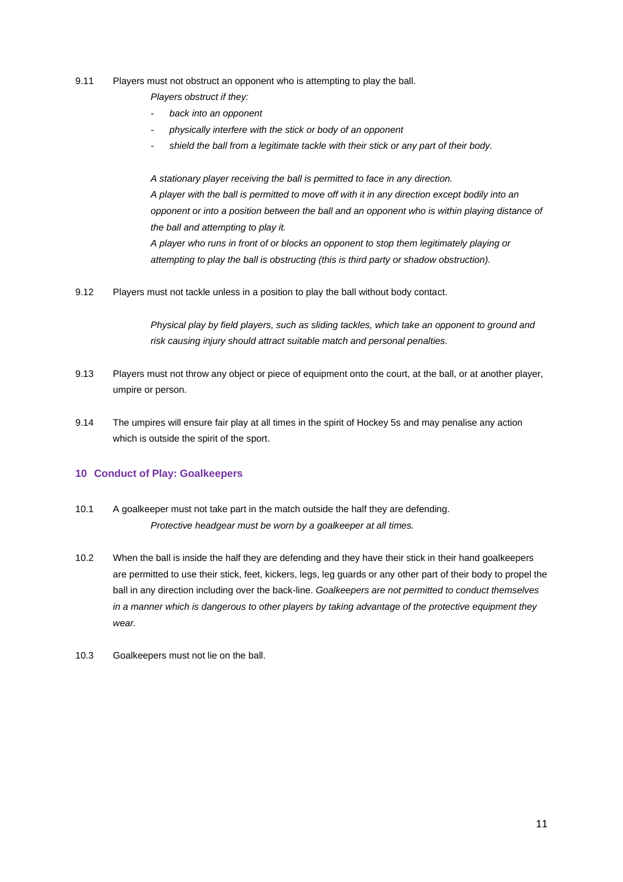9.11 Players must not obstruct an opponent who is attempting to play the ball.

*Players obstruct if they:*

- *back into an opponent*
- *physically interfere with the stick or body of an opponent*
- *shield the ball from a legitimate tackle with their stick or any part of their body.*

*A stationary player receiving the ball is permitted to face in any direction.*

*A player with the ball is permitted to move off with it in any direction except bodily into an opponent or into a position between the ball and an opponent who is within playing distance of the ball and attempting to play it.*

*A player who runs in front of or blocks an opponent to stop them legitimately playing or attempting to play the ball is obstructing (this is third party or shadow obstruction).*

9.12 Players must not tackle unless in a position to play the ball without body contact.

*Physical play by field players, such as sliding tackles, which take an opponent to ground and risk causing injury should attract suitable match and personal penalties.*

9.13 Players must not throw any object or piece of equipment onto the court, at the ball, or at another player, umpire or person.

9.14 The umpires will ensure fair play at all times in the spirit of Hockey 5s and may penalise any action which is outside the spirit of the sport.

## 10 Conduct of Play: Goalkeepers

10.1 A goalkeeper must not take part in the match outside the half they are defending.

*Protective headgear must be worn by a goalkeeper at all times.*

10.2 When the ball is inside the half they are defending and they have their stick in their hand goalkeepers are permitted to use their stick, feet, kickers, legs, leg guards or any other part of their body to propel the ball in any direction including over the back-line. *Goalkeepers are not permitted to conduct themselves in a manner which is dangerous to other players by taking advantage of the protective equipment they wear.*

10.3 Goalkeepers must not lie on the ball.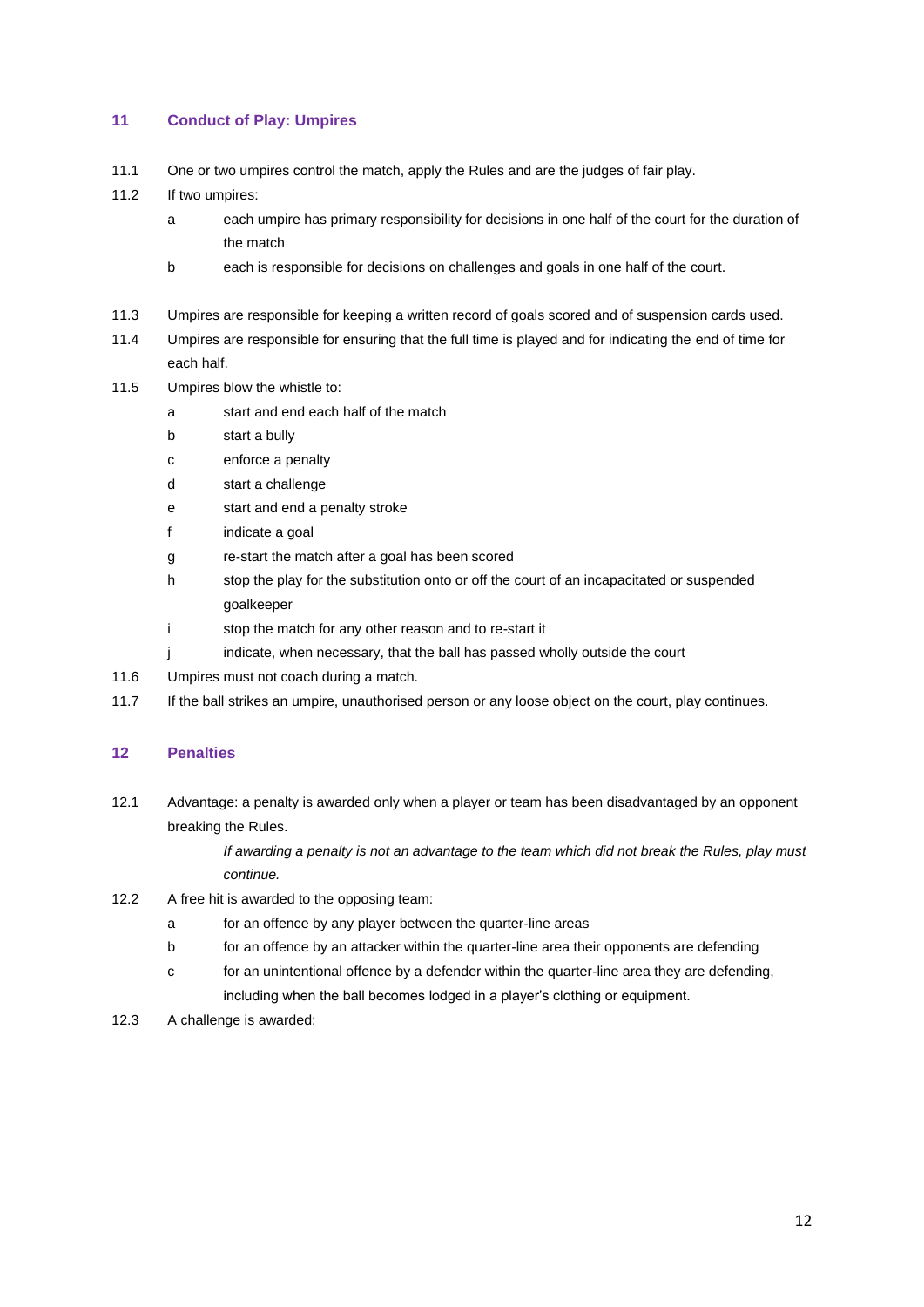## 11 Conduct of Play: Umpires

11.1 One or two umpires control the match, apply the Rules and are the judges of fair play.

11.2 If two umpires:

- a each umpire has primary responsibility for decisions in one half of the court for the duration of the match
- b each is responsible for decisions on challenges and goals in one half of the court.

11.3 Umpires are responsible for keeping a written record of goals scored and of suspension cards used.

11.4 Umpires are responsible for ensuring that the full time is played and for indicating the end of time for each half.

11.5 Umpires blow the whistle to:

- a start and end each half of the match
- b start a bully
- c enforce a penalty
- d start a challenge
- e start and end a penalty stroke
- f indicate a goal
- g re-start the match after a goal has been scored
- h stop the play for the substitution onto or off the court of an incapacitated or suspended goalkeeper
- i stop the match for any other reason and to re-start it
- j indicate, when necessary, that the ball has passed wholly outside the court

11.6 Umpires must not coach during a match.

11.7 If the ball strikes an umpire, unauthorised person or any loose object on the court, play continues.

## 12 Penalties

12.1 Advantage: a penalty is awarded only when a player or team has been disadvantaged by an opponent breaking the Rules.

*If awarding a penalty is not an advantage to the team which did not break the Rules, play must continue.*

12.2 A free hit is awarded to the opposing team:

- a for an offence by any player between the quarter-line areas
- b for an offence by an attacker within the quarter-line area their opponents are defending
- c for an unintentional offence by a defender within the quarter-line area they are defending, including when the ball becomes lodged in a player's clothing or equipment.

12.3 A challenge is awarded: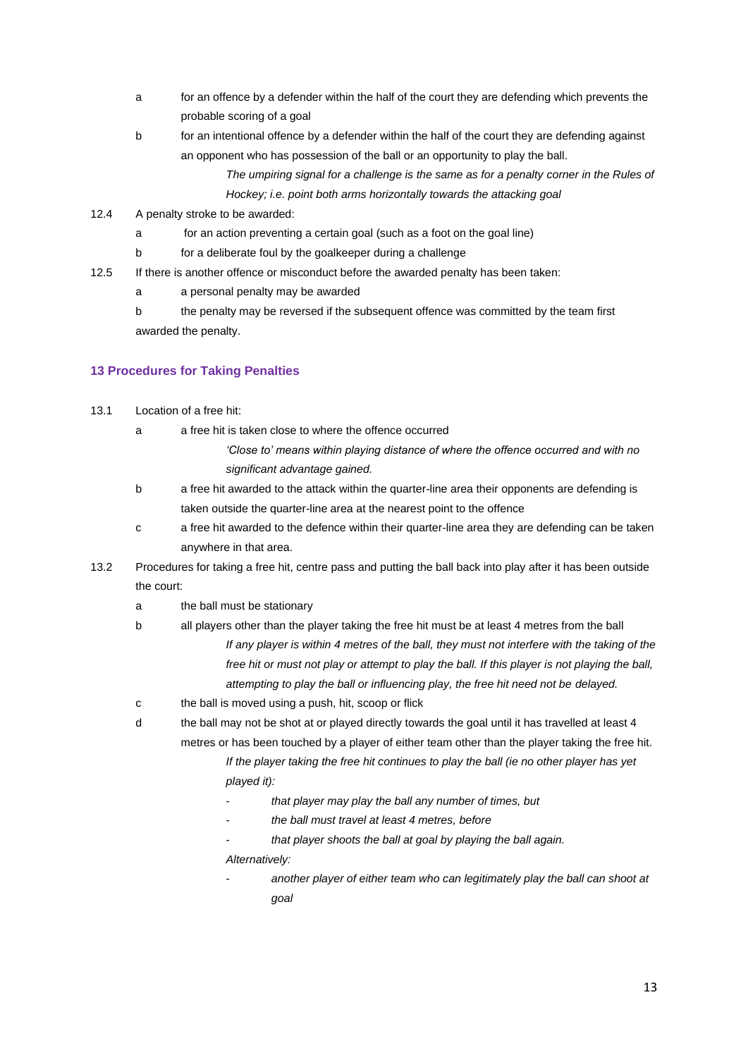a for an offence by a defender within the half of the court they are defending which prevents the probable scoring of a goal

b for an intentional offence by a defender within the half of the court they are defending against an opponent who has possession of the ball or an opportunity to play the ball.

*The umpiring signal for a challenge is the same as for a penalty corner in the Rules of Hockey; i.e. point both arms horizontally towards the attacking goal*

12.4 A penalty stroke to be awarded:

a for an action preventing a certain goal (such as a foot on the goal line)

b for a deliberate foul by the goalkeeper during a challenge

12.5 If there is another offence or misconduct before the awarded penalty has been taken:

a a personal penalty may be awarded

b the penalty may be reversed if the subsequent offence was committed by the team first awarded the penalty.

### 13 Procedures for Taking Penalties

13.1 Location of a free hit:

a a free hit is taken close to where the offence occurred

*'Close to' means within playing distance of where the offence occurred and with no significant advantage gained.*

b a free hit awarded to the attack within the quarter-line area their opponents are defending is taken outside the quarter-line area at the nearest point to the offence

c a free hit awarded to the defence within their quarter-line area they are defending can be taken anywhere in that area.

13.2 Procedures for taking a free hit, centre pass and putting the ball back into play after it has been outside the court:

a the ball must be stationary

b all players other than the player taking the free hit must be at least 4 metres from the ball

*If any player is within 4 metres of the ball, they must not interfere with the taking of the free hit or must not play or attempt to play the ball. If this player is not playing the ball, attempting to play the ball or influencing play, the free hit need not be delayed.*

c the ball is moved using a push, hit, scoop or flick

d the ball may not be shot at or played directly towards the goal until it has travelled at least 4 metres or has been touched by a player of either team other than the player taking the free hit.

*If the player taking the free hit continues to play the ball (ie no other player has yet played it):*

- *that player may play the ball any number of times, but*
- *the ball must travel at least 4 metres, before*
- *that player shoots the ball at goal by playing the ball again.*

*Alternatively:*

- *another player of either team who can legitimately play the ball can shoot at goal*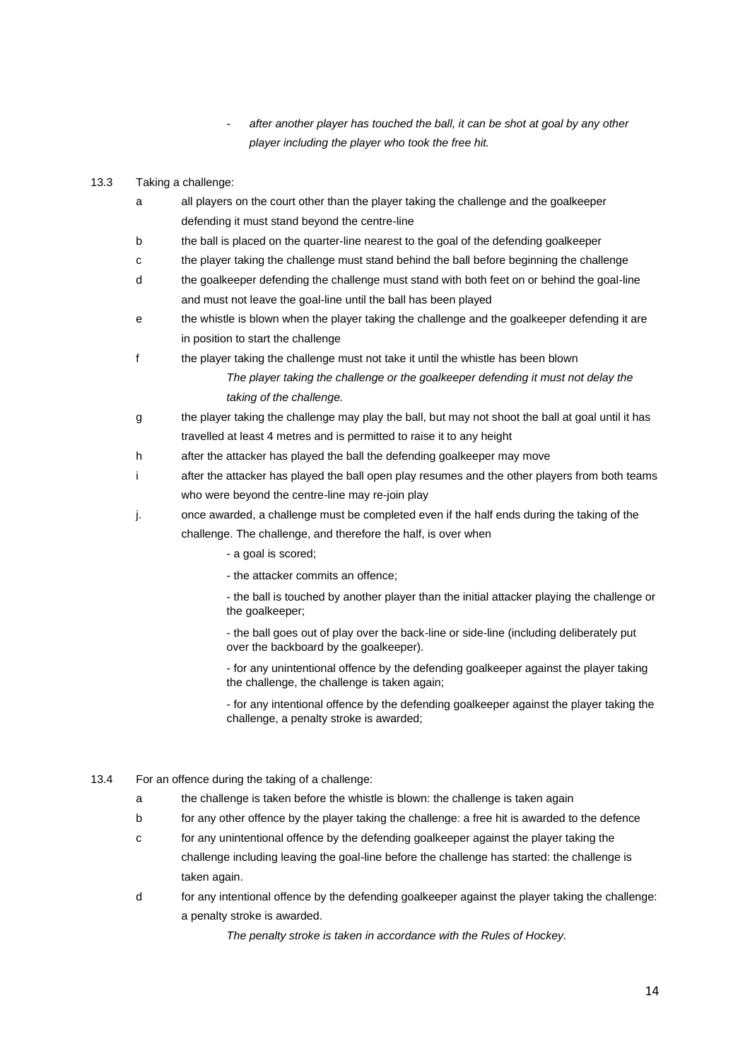- *after another player has touched the ball, it can be shot at goal by any other player including the player who took the free hit.*

13.3 Taking a challenge:

a all players on the court other than the player taking the challenge and the goalkeeper defending it must stand beyond the centre-line

b the ball is placed on the quarter-line nearest to the goal of the defending goalkeeper

c the player taking the challenge must stand behind the ball before beginning the challenge

d the goalkeeper defending the challenge must stand with both feet on or behind the goal-line and must not leave the goal-line until the ball has been played

e the whistle is blown when the player taking the challenge and the goalkeeper defending it are in position to start the challenge

f the player taking the challenge must not take it until the whistle has been blown

*The player taking the challenge or the goalkeeper defending it must not delay the taking of the challenge.*

g the player taking the challenge may play the ball, but may not shoot the ball at goal until it has travelled at least 4 metres and is permitted to raise it to any height

h after the attacker has played the ball the defending goalkeeper may move

i after the attacker has played the ball open play resumes and the other players from both teams who were beyond the centre-line may re-join play

j. once awarded, a challenge must be completed even if the half ends during the taking of the challenge. The challenge, and therefore the half, is over when

- a goal is scored;

- the attacker commits an offence;

- the ball is touched by another player than the initial attacker playing the challenge or the goalkeeper;

- the ball goes out of play over the back-line or side-line (including deliberately put over the backboard by the goalkeeper).

- for any unintentional offence by the defending goalkeeper against the player taking the challenge, the challenge is taken again;

- for any intentional offence by the defending goalkeeper against the player taking the challenge, a penalty stroke is awarded;

13.4 For an offence during the taking of a challenge:

a the challenge is taken before the whistle is blown: the challenge is taken again

b for any other offence by the player taking the challenge: a free hit is awarded to the defence

c for any unintentional offence by the defending goalkeeper against the player taking the challenge including leaving the goal-line before the challenge has started: the challenge is taken again.

d for any intentional offence by the defending goalkeeper against the player taking the challenge: a penalty stroke is awarded.

*The penalty stroke is taken in accordance with the Rules of Hockey.*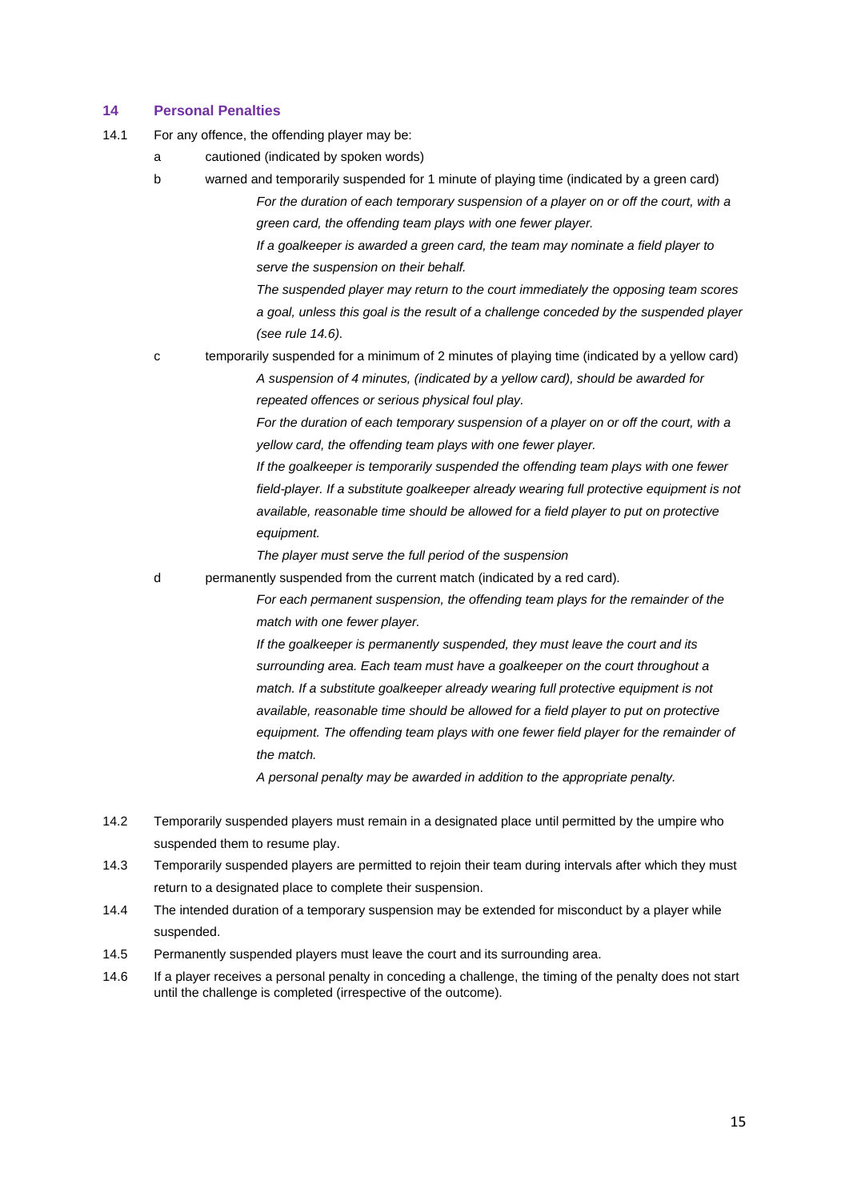## 14 Personal Penalties

14.1 For any offence, the offending player may be:

a cautioned (indicated by spoken words)

b warned and temporarily suspended for 1 minute of playing time (indicated by a green card)

*For the duration of each temporary suspension of a player on or off the court, with a green card, the offending team plays with one fewer player.*

*If a goalkeeper is awarded a green card, the team may nominate a field player to serve the suspension on their behalf.*

*The suspended player may return to the court immediately the opposing team scores a goal, unless this goal is the result of a challenge conceded by the suspended player (see rule 14.6).*

c temporarily suspended for a minimum of 2 minutes of playing time (indicated by a yellow card)

*A suspension of 4 minutes, (indicated by a yellow card), should be awarded for repeated offences or serious physical foul play.*

*For the duration of each temporary suspension of a player on or off the court, with a yellow card, the offending team plays with one fewer player.*

*If the goalkeeper is temporarily suspended the offending team plays with one fewer field-player. If a substitute goalkeeper already wearing full protective equipment is not available, reasonable time should be allowed for a field player to put on protective equipment.*

*The player must serve the full period of the suspension*

d permanently suspended from the current match (indicated by a red card).

*For each permanent suspension, the offending team plays for the remainder of the match with one fewer player.*

*If the goalkeeper is permanently suspended, they must leave the court and its surrounding area. Each team must have a goalkeeper on the court throughout a match. If a substitute goalkeeper already wearing full protective equipment is not available, reasonable time should be allowed for a field player to put on protective equipment. The offending team plays with one fewer field player for the remainder of the match.*

*A personal penalty may be awarded in addition to the appropriate penalty.*

14.2 Temporarily suspended players must remain in a designated place until permitted by the umpire who suspended them to resume play.

14.3 Temporarily suspended players are permitted to rejoin their team during intervals after which they must return to a designated place to complete their suspension.

14.4 The intended duration of a temporary suspension may be extended for misconduct by a player while suspended.

14.5 Permanently suspended players must leave the court and its surrounding area.

14.6 If a player receives a personal penalty in conceding a challenge, the timing of the penalty does not start until the challenge is completed (irrespective of the outcome).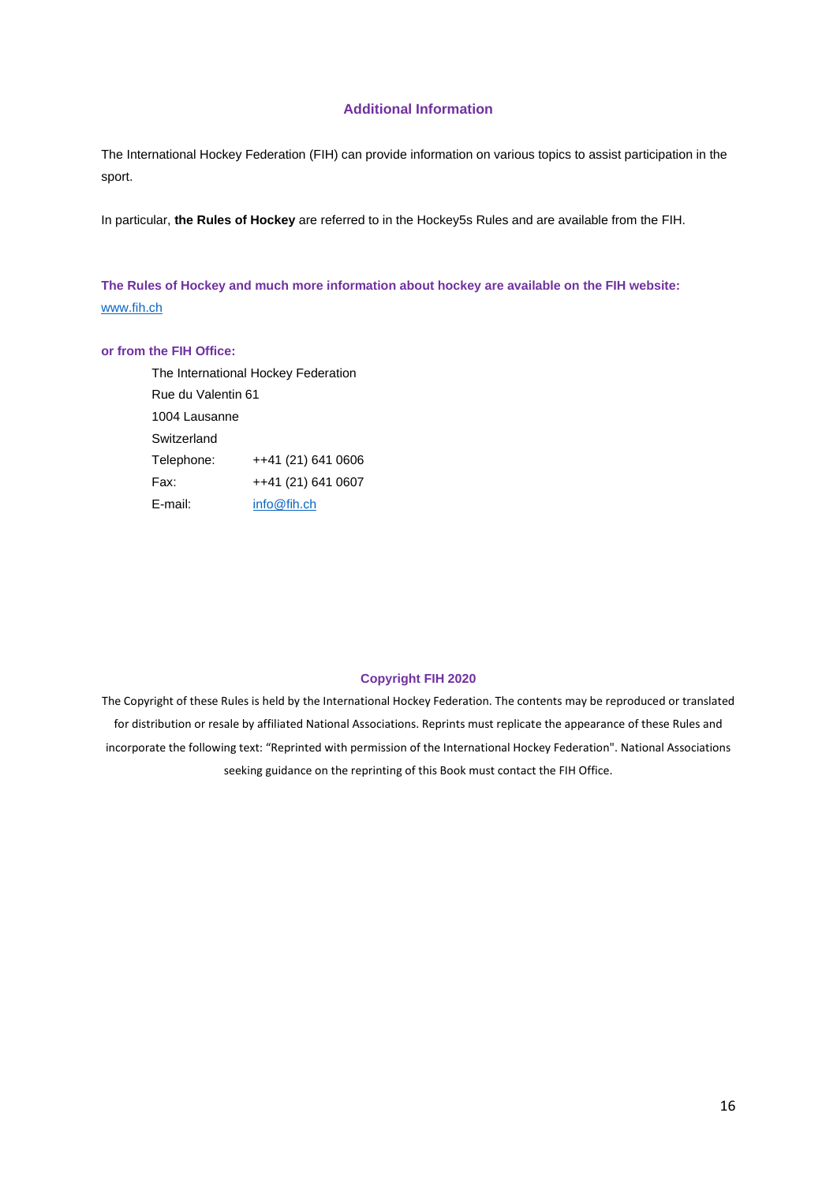## Additional Information

The International Hockey Federation (FIH) can provide information on various topics to assist participation in the sport.

In particular, **the Rules of Hockey** are referred to in the Hockey5s Rules and are available from the FIH.

**The Rules of Hockey and much more information about hockey are available on the FIH website:**
www.fih.ch

**or from the FIH Office:**

The International Hockey Federation
Rue du Valentin 61
1004 Lausanne
Switzerland

| | |
|---|---|
| Telephone: | ++41 (21) 641 0606 |
| Fax: | ++41 (21) 641 0607 |
| E-mail: | info@fih.ch |

## Copyright FIH 2020

The Copyright of these Rules is held by the International Hockey Federation. The contents may be reproduced or translated for distribution or resale by affiliated National Associations. Reprints must replicate the appearance of these Rules and incorporate the following text: "Reprinted with permission of the International Hockey Federation". National Associations seeking guidance on the reprinting of this Book must contact the FIH Office.